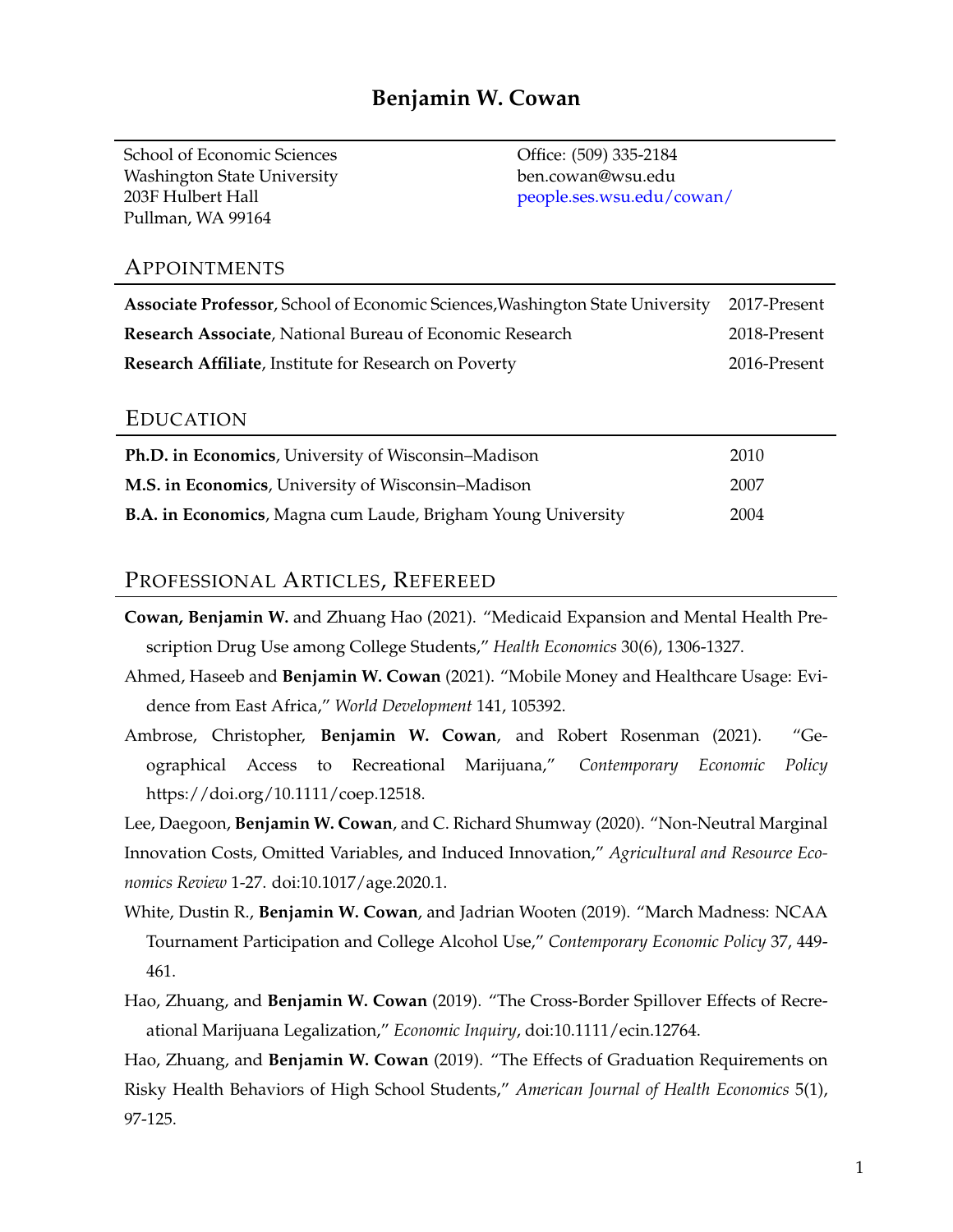# Benjamin W. Cowan

School of Economic Sciences
Washington State University
203F Hulbert Hall
Pullman, WA 99164

Office: (509) 335-2184
ben.cowan@wsu.edu
people.ses.wsu.edu/cowan/

## Appointments

| | |
|---|---|
| **Associate Professor**, School of Economic Sciences,Washington State University | 2017-Present |
| **Research Associate**, National Bureau of Economic Research | 2018-Present |
| **Research Affiliate**, Institute for Research on Poverty | 2016-Present |

## Education

| | |
|---|---|
| **Ph.D. in Economics**, University of Wisconsin–Madison | 2010 |
| **M.S. in Economics**, University of Wisconsin–Madison | 2007 |
| **B.A. in Economics**, Magna cum Laude, Brigham Young University | 2004 |

## Professional Articles, Refereed

**Cowan, Benjamin W.** and Zhuang Hao (2021). "Medicaid Expansion and Mental Health Prescription Drug Use among College Students," *Health Economics* 30(6), 1306-1327.

Ahmed, Haseeb and **Benjamin W. Cowan** (2021). "Mobile Money and Healthcare Usage: Evidence from East Africa," *World Development* 141, 105392.

Ambrose, Christopher, **Benjamin W. Cowan**, and Robert Rosenman (2021). "Geographical Access to Recreational Marijuana," *Contemporary Economic Policy* https://doi.org/10.1111/coep.12518.

Lee, Daegoon, **Benjamin W. Cowan**, and C. Richard Shumway (2020). "Non-Neutral Marginal Innovation Costs, Omitted Variables, and Induced Innovation," *Agricultural and Resource Economics Review* 1-27. doi:10.1017/age.2020.1.

White, Dustin R., **Benjamin W. Cowan**, and Jadrian Wooten (2019). "March Madness: NCAA Tournament Participation and College Alcohol Use," *Contemporary Economic Policy* 37, 449-461.

Hao, Zhuang, and **Benjamin W. Cowan** (2019). "The Cross-Border Spillover Effects of Recreational Marijuana Legalization," *Economic Inquiry*, doi:10.1111/ecin.12764.

Hao, Zhuang, and **Benjamin W. Cowan** (2019). "The Effects of Graduation Requirements on Risky Health Behaviors of High School Students," *American Journal of Health Economics* 5(1), 97-125.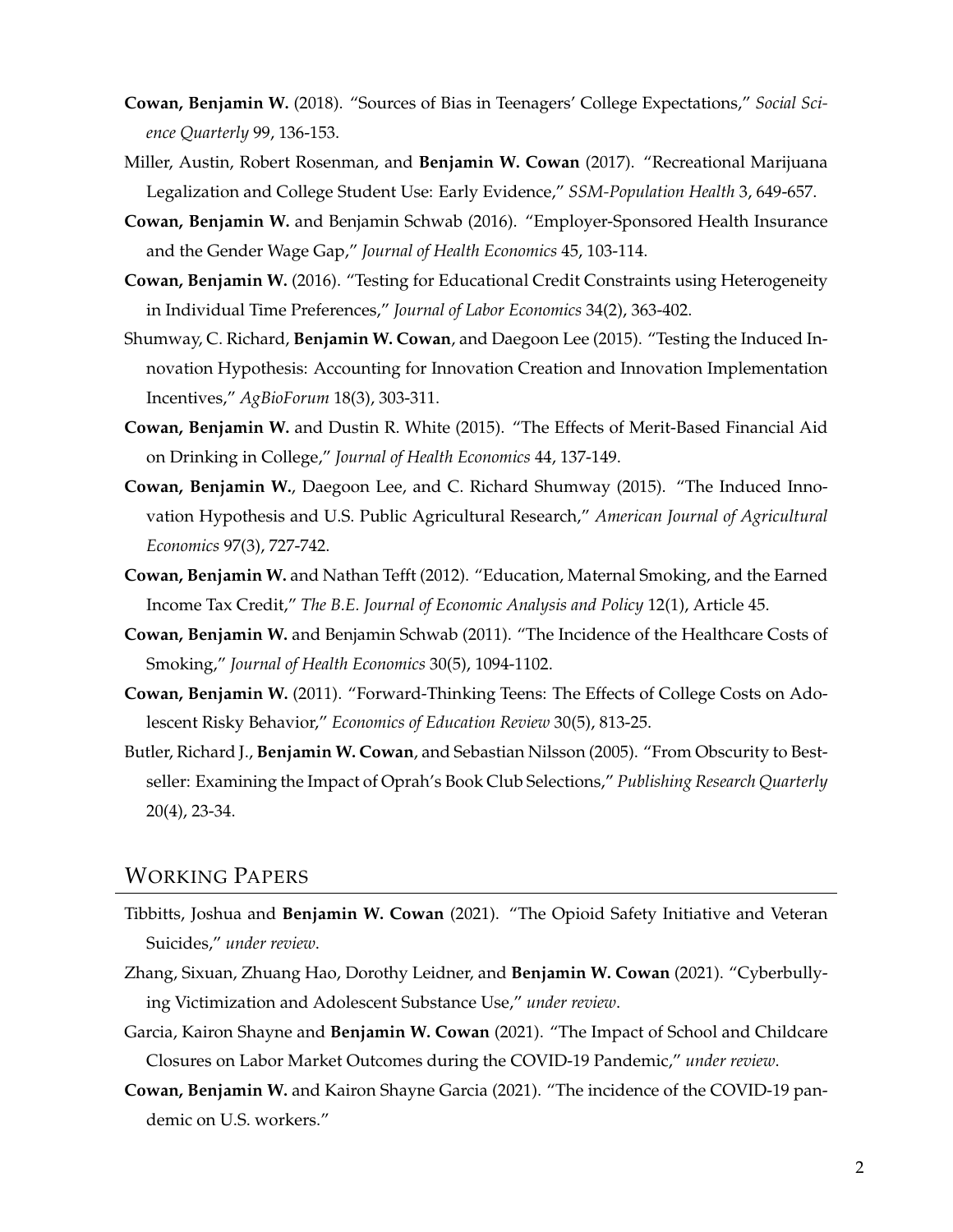**Cowan, Benjamin W.** (2018). "Sources of Bias in Teenagers' College Expectations," *Social Science Quarterly* 99, 136-153.

Miller, Austin, Robert Rosenman, and **Benjamin W. Cowan** (2017). "Recreational Marijuana Legalization and College Student Use: Early Evidence," *SSM-Population Health* 3, 649-657.

**Cowan, Benjamin W.** and Benjamin Schwab (2016). "Employer-Sponsored Health Insurance and the Gender Wage Gap," *Journal of Health Economics* 45, 103-114.

**Cowan, Benjamin W.** (2016). "Testing for Educational Credit Constraints using Heterogeneity in Individual Time Preferences," *Journal of Labor Economics* 34(2), 363-402.

Shumway, C. Richard, **Benjamin W. Cowan**, and Daegoon Lee (2015). "Testing the Induced Innovation Hypothesis: Accounting for Innovation Creation and Innovation Implementation Incentives," *AgBioForum* 18(3), 303-311.

**Cowan, Benjamin W.** and Dustin R. White (2015). "The Effects of Merit-Based Financial Aid on Drinking in College," *Journal of Health Economics* 44, 137-149.

**Cowan, Benjamin W.**, Daegoon Lee, and C. Richard Shumway (2015). "The Induced Innovation Hypothesis and U.S. Public Agricultural Research," *American Journal of Agricultural Economics* 97(3), 727-742.

**Cowan, Benjamin W.** and Nathan Tefft (2012). "Education, Maternal Smoking, and the Earned Income Tax Credit," *The B.E. Journal of Economic Analysis and Policy* 12(1), Article 45.

**Cowan, Benjamin W.** and Benjamin Schwab (2011). "The Incidence of the Healthcare Costs of Smoking," *Journal of Health Economics* 30(5), 1094-1102.

**Cowan, Benjamin W.** (2011). "Forward-Thinking Teens: The Effects of College Costs on Adolescent Risky Behavior," *Economics of Education Review* 30(5), 813-25.

Butler, Richard J., **Benjamin W. Cowan**, and Sebastian Nilsson (2005). "From Obscurity to Bestseller: Examining the Impact of Oprah's Book Club Selections," *Publishing Research Quarterly* 20(4), 23-34.

## Working Papers

Tibbitts, Joshua and **Benjamin W. Cowan** (2021). "The Opioid Safety Initiative and Veteran Suicides," *under review*.

Zhang, Sixuan, Zhuang Hao, Dorothy Leidner, and **Benjamin W. Cowan** (2021). "Cyberbullying Victimization and Adolescent Substance Use," *under review*.

Garcia, Kairon Shayne and **Benjamin W. Cowan** (2021). "The Impact of School and Childcare Closures on Labor Market Outcomes during the COVID-19 Pandemic," *under review*.

**Cowan, Benjamin W.** and Kairon Shayne Garcia (2021). "The incidence of the COVID-19 pandemic on U.S. workers."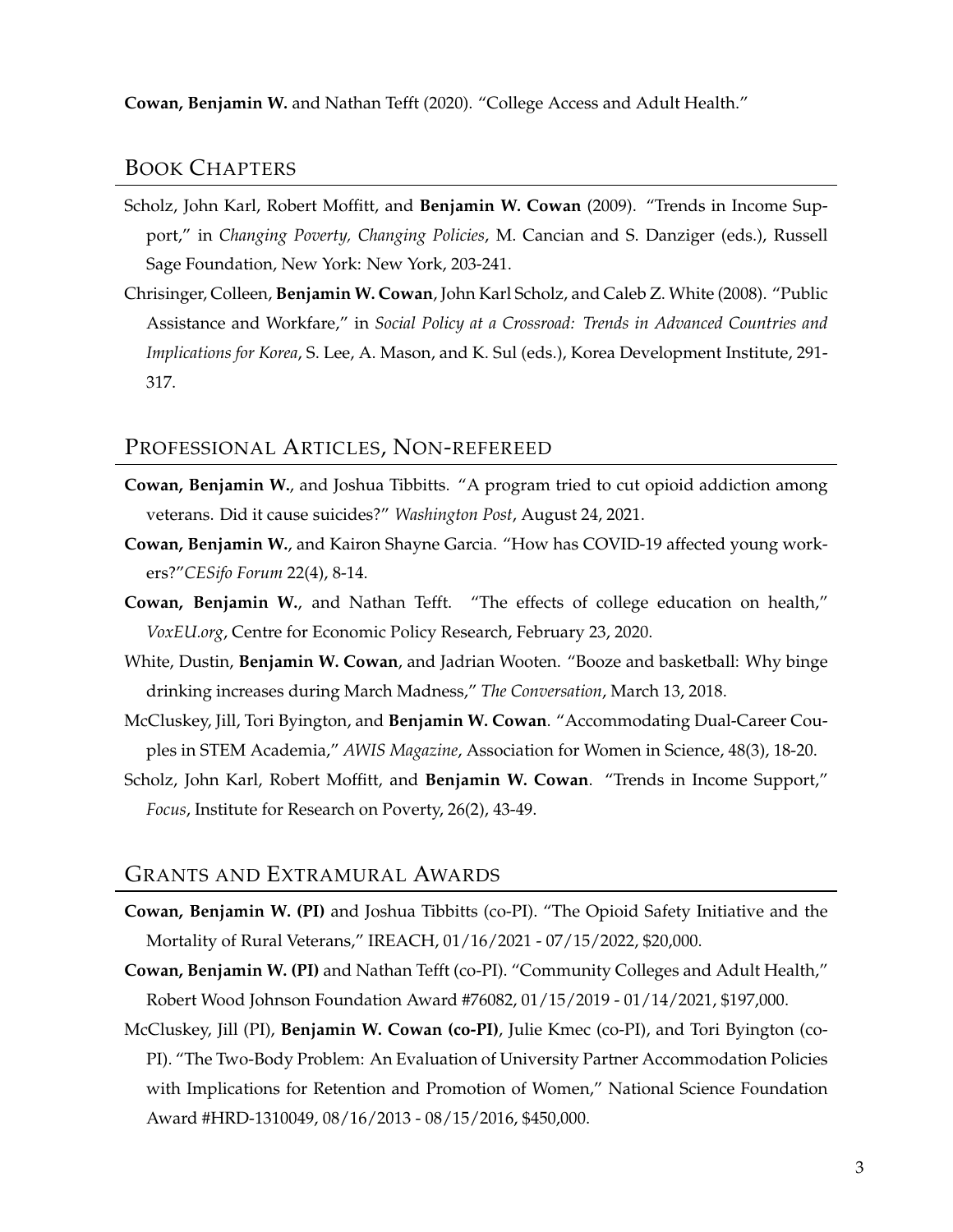**Cowan, Benjamin W.** and Nathan Tefft (2020). "College Access and Adult Health."

## Book Chapters

Scholz, John Karl, Robert Moffitt, and **Benjamin W. Cowan** (2009). "Trends in Income Support," in *Changing Poverty, Changing Policies*, M. Cancian and S. Danziger (eds.), Russell Sage Foundation, New York: New York, 203-241.

Chrisinger, Colleen, **Benjamin W. Cowan**, John Karl Scholz, and Caleb Z. White (2008). "Public Assistance and Workfare," in *Social Policy at a Crossroad: Trends in Advanced Countries and Implications for Korea*, S. Lee, A. Mason, and K. Sul (eds.), Korea Development Institute, 291-317.

## Professional Articles, Non-refereed

**Cowan, Benjamin W.**, and Joshua Tibbitts. "A program tried to cut opioid addiction among veterans. Did it cause suicides?" *Washington Post*, August 24, 2021.

**Cowan, Benjamin W.**, and Kairon Shayne Garcia. "How has COVID-19 affected young workers?"*CESifo Forum* 22(4), 8-14.

**Cowan, Benjamin W.**, and Nathan Tefft. "The effects of college education on health," *VoxEU.org*, Centre for Economic Policy Research, February 23, 2020.

White, Dustin, **Benjamin W. Cowan**, and Jadrian Wooten. "Booze and basketball: Why binge drinking increases during March Madness," *The Conversation*, March 13, 2018.

McCluskey, Jill, Tori Byington, and **Benjamin W. Cowan**. "Accommodating Dual-Career Couples in STEM Academia," *AWIS Magazine*, Association for Women in Science, 48(3), 18-20.

Scholz, John Karl, Robert Moffitt, and **Benjamin W. Cowan**. "Trends in Income Support," *Focus*, Institute for Research on Poverty, 26(2), 43-49.

## Grants and Extramural Awards

**Cowan, Benjamin W. (PI)** and Joshua Tibbitts (co-PI). "The Opioid Safety Initiative and the Mortality of Rural Veterans," IREACH, 01/16/2021 - 07/15/2022, $20,000.

**Cowan, Benjamin W. (PI)** and Nathan Tefft (co-PI). "Community Colleges and Adult Health," Robert Wood Johnson Foundation Award #76082, 01/15/2019 - 01/14/2021, $197,000.

McCluskey, Jill (PI), **Benjamin W. Cowan (co-PI)**, Julie Kmec (co-PI), and Tori Byington (co-PI). "The Two-Body Problem: An Evaluation of University Partner Accommodation Policies with Implications for Retention and Promotion of Women," National Science Foundation Award #HRD-1310049, 08/16/2013 - 08/15/2016, $450,000.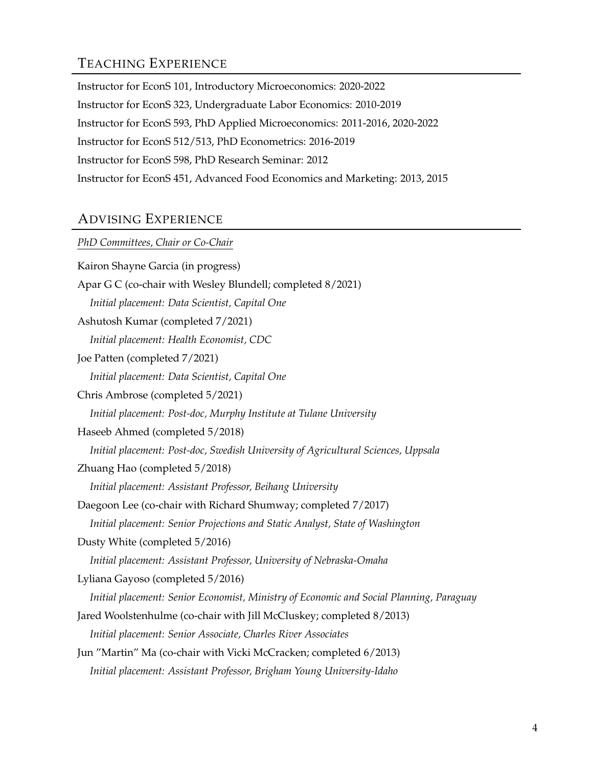## Teaching Experience

Instructor for EconS 101, Introductory Microeconomics: 2020-2022

Instructor for EconS 323, Undergraduate Labor Economics: 2010-2019

Instructor for EconS 593, PhD Applied Microeconomics: 2011-2016, 2020-2022

Instructor for EconS 512/513, PhD Econometrics: 2016-2019

Instructor for EconS 598, PhD Research Seminar: 2012

Instructor for EconS 451, Advanced Food Economics and Marketing: 2013, 2015

## Advising Experience

*PhD Committees, Chair or Co-Chair*

Kairon Shayne Garcia (in progress)

Apar G C (co-chair with Wesley Blundell; completed 8/2021)
*Initial placement: Data Scientist, Capital One*

Ashutosh Kumar (completed 7/2021)
*Initial placement: Health Economist, CDC*

Joe Patten (completed 7/2021)
*Initial placement: Data Scientist, Capital One*

Chris Ambrose (completed 5/2021)
*Initial placement: Post-doc, Murphy Institute at Tulane University*

Haseeb Ahmed (completed 5/2018)
*Initial placement: Post-doc, Swedish University of Agricultural Sciences, Uppsala*

Zhuang Hao (completed 5/2018)
*Initial placement: Assistant Professor, Beihang University*

Daegoon Lee (co-chair with Richard Shumway; completed 7/2017)
*Initial placement: Senior Projections and Static Analyst, State of Washington*

Dusty White (completed 5/2016)
*Initial placement: Assistant Professor, University of Nebraska-Omaha*

Lyliana Gayoso (completed 5/2016)
*Initial placement: Senior Economist, Ministry of Economic and Social Planning, Paraguay*

Jared Woolstenhulme (co-chair with Jill McCluskey; completed 8/2013)
*Initial placement: Senior Associate, Charles River Associates*

Jun "Martin" Ma (co-chair with Vicki McCracken; completed 6/2013)
*Initial placement: Assistant Professor, Brigham Young University-Idaho*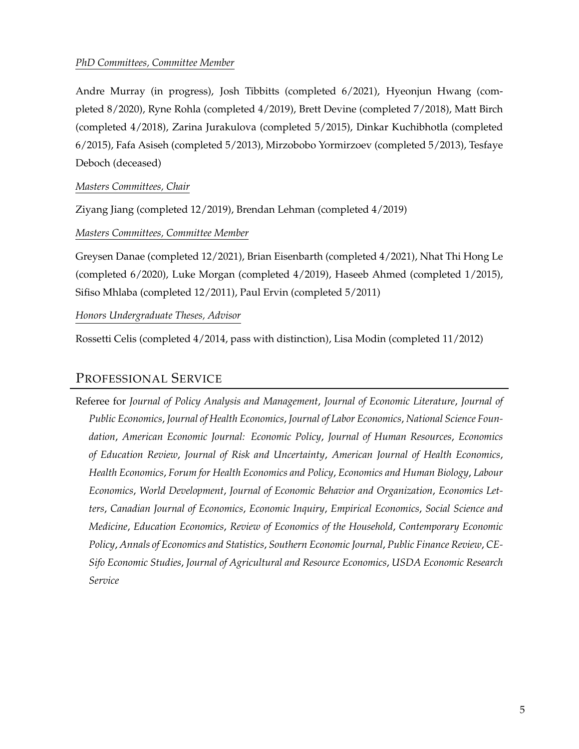*PhD Committees, Committee Member*

Andre Murray (in progress), Josh Tibbitts (completed 6/2021), Hyeonjun Hwang (completed 8/2020), Ryne Rohla (completed 4/2019), Brett Devine (completed 7/2018), Matt Birch (completed 4/2018), Zarina Jurakulova (completed 5/2015), Dinkar Kuchibhotla (completed 6/2015), Fafa Asiseh (completed 5/2013), Mirzobobo Yormirzoev (completed 5/2013), Tesfaye Deboch (deceased)

*Masters Committees, Chair*

Ziyang Jiang (completed 12/2019), Brendan Lehman (completed 4/2019)

*Masters Committees, Committee Member*

Greysen Danae (completed 12/2021), Brian Eisenbarth (completed 4/2021), Nhat Thi Hong Le (completed 6/2020), Luke Morgan (completed 4/2019), Haseeb Ahmed (completed 1/2015), Sifiso Mhlaba (completed 12/2011), Paul Ervin (completed 5/2011)

*Honors Undergraduate Theses, Advisor*

Rossetti Celis (completed 4/2014, pass with distinction), Lisa Modin (completed 11/2012)

## Professional Service

Referee for *Journal of Policy Analysis and Management*, *Journal of Economic Literature*, *Journal of Public Economics*, *Journal of Health Economics*, *Journal of Labor Economics*, *National Science Foundation*, *American Economic Journal: Economic Policy*, *Journal of Human Resources*, *Economics of Education Review*, *Journal of Risk and Uncertainty*, *American Journal of Health Economics*, *Health Economics*, *Forum for Health Economics and Policy*, *Economics and Human Biology*, *Labour Economics*, *World Development*, *Journal of Economic Behavior and Organization*, *Economics Letters*, *Canadian Journal of Economics*, *Economic Inquiry*, *Empirical Economics*, *Social Science and Medicine*, *Education Economics*, *Review of Economics of the Household*, *Contemporary Economic Policy*, *Annals of Economics and Statistics*, *Southern Economic Journal*, *Public Finance Review*, *CESifo Economic Studies*, *Journal of Agricultural and Resource Economics*, *USDA Economic Research Service*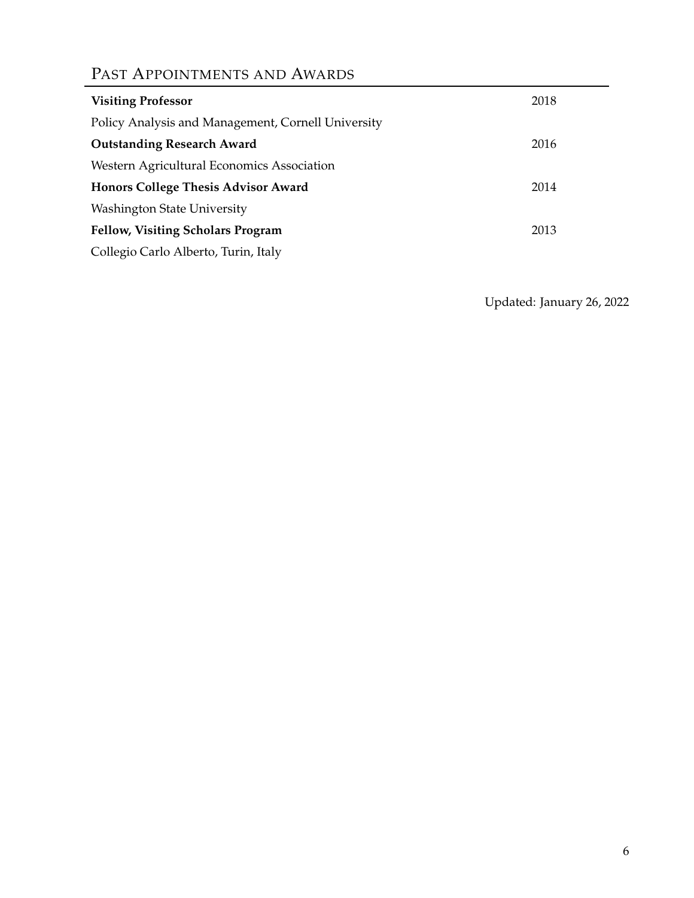## Past Appointments and Awards

**Visiting Professor** 2018

Policy Analysis and Management, Cornell University

**Outstanding Research Award** 2016

Western Agricultural Economics Association

**Honors College Thesis Advisor Award** 2014

Washington State University

**Fellow, Visiting Scholars Program** 2013

Collegio Carlo Alberto, Turin, Italy

Updated: January 26, 2022